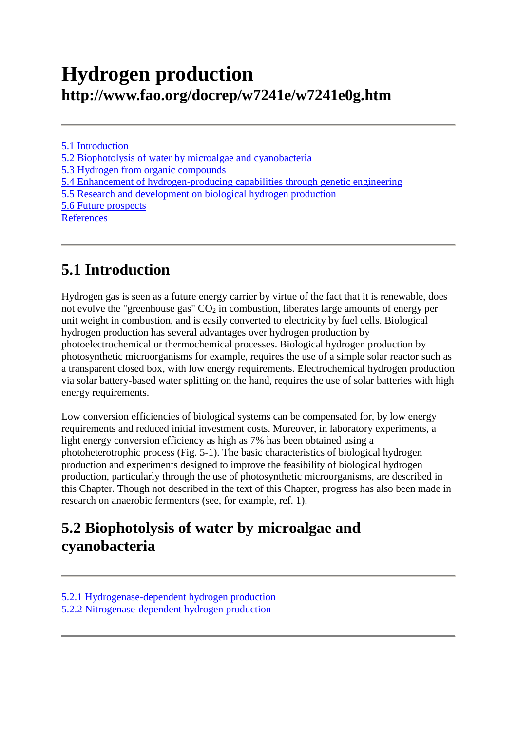# Hydrogen production
## http://www.fao.org/docrep/w7241e/w7241e0g.htm

---

5.1 Introduction
5.2 Biophotolysis of water by microalgae and cyanobacteria
5.3 Hydrogen from organic compounds
5.4 Enhancement of hydrogen-producing capabilities through genetic engineering
5.5 Research and development on biological hydrogen production
5.6 Future prospects
References

---

## 5.1 Introduction

Hydrogen gas is seen as a future energy carrier by virtue of the fact that it is renewable, does not evolve the "greenhouse gas" $CO_2$ in combustion, liberates large amounts of energy per unit weight in combustion, and is easily converted to electricity by fuel cells. Biological hydrogen production has several advantages over hydrogen production by photoelectrochemical or thermochemical processes. Biological hydrogen production by photosynthetic microorganisms for example, requires the use of a simple solar reactor such as a transparent closed box, with low energy requirements. Electrochemical hydrogen production via solar battery-based water splitting on the hand, requires the use of solar batteries with high energy requirements.

Low conversion efficiencies of biological systems can be compensated for, by low energy requirements and reduced initial investment costs. Moreover, in laboratory experiments, a light energy conversion efficiency as high as 7% has been obtained using a photoheterotrophic process (Fig. 5-1). The basic characteristics of biological hydrogen production and experiments designed to improve the feasibility of biological hydrogen production, particularly through the use of photosynthetic microorganisms, are described in this Chapter. Though not described in the text of this Chapter, progress has also been made in research on anaerobic fermenters (see, for example, ref. 1).

## 5.2 Biophotolysis of water by microalgae and cyanobacteria

---

5.2.1 Hydrogenase-dependent hydrogen production
5.2.2 Nitrogenase-dependent hydrogen production

---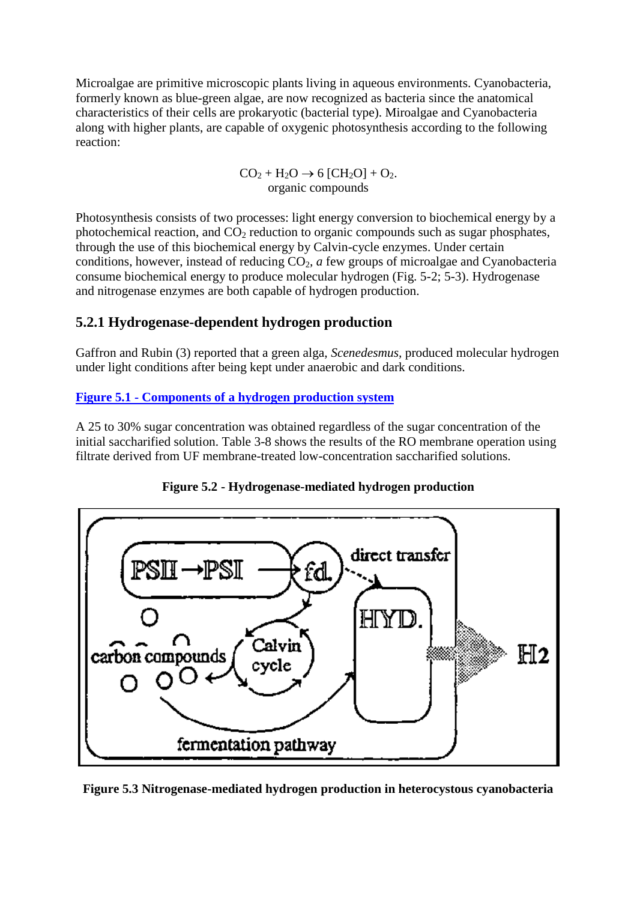Microalgae are primitive microscopic plants living in aqueous environments. Cyanobacteria, formerly known as blue-green algae, are now recognized as bacteria since the anatomical characteristics of their cells are prokaryotic (bacterial type). Miroalgae and Cyanobacteria along with higher plants, are capable of oxygenic photosynthesis according to the following reaction:

$$CO_2 + H_2O \rightarrow 6\,[CH_2O] + O_2.$$

organic compounds

Photosynthesis consists of two processes: light energy conversion to biochemical energy by a photochemical reaction, and $CO_2$ reduction to organic compounds such as sugar phosphates, through the use of this biochemical energy by Calvin-cycle enzymes. Under certain conditions, however, instead of reducing $CO_2$, *a* few groups of microalgae and Cyanobacteria consume biochemical energy to produce molecular hydrogen (Fig. 5-2; 5-3). Hydrogenase and nitrogenase enzymes are both capable of hydrogen production.

### 5.2.1 Hydrogenase-dependent hydrogen production

Gaffron and Rubin (3) reported that a green alga, *Scenedesmus,* produced molecular hydrogen under light conditions after being kept under anaerobic and dark conditions.

**Figure 5.1 - Components of a hydrogen production system**

A 25 to 30% sugar concentration was obtained regardless of the sugar concentration of the initial saccharified solution. Table 3-8 shows the results of the RO membrane operation using filtrate derived from UF membrane-treated low-concentration saccharified solutions.

**Figure 5.2 - Hydrogenase-mediated hydrogen production**

**Figure 5.3 Nitrogenase-mediated hydrogen production in heterocystous cyanobacteria**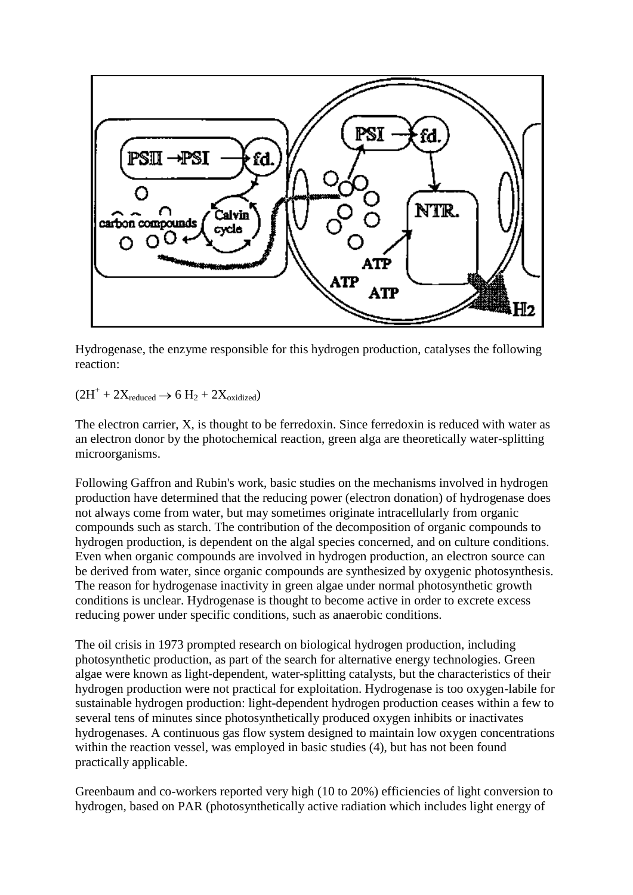Hydrogenase, the enzyme responsible for this hydrogen production, catalyses the following reaction:

$(2H^{+} + 2X_{reduced} \rightarrow 6\ H_2 + 2X_{oxidized})$

The electron carrier, X, is thought to be ferredoxin. Since ferredoxin is reduced with water as an electron donor by the photochemical reaction, green alga are theoretically water-splitting microorganisms.

Following Gaffron and Rubin's work, basic studies on the mechanisms involved in hydrogen production have determined that the reducing power (electron donation) of hydrogenase does not always come from water, but may sometimes originate intracellularly from organic compounds such as starch. The contribution of the decomposition of organic compounds to hydrogen production, is dependent on the algal species concerned, and on culture conditions. Even when organic compounds are involved in hydrogen production, an electron source can be derived from water, since organic compounds are synthesized by oxygenic photosynthesis. The reason for hydrogenase inactivity in green algae under normal photosynthetic growth conditions is unclear. Hydrogenase is thought to become active in order to excrete excess reducing power under specific conditions, such as anaerobic conditions.

The oil crisis in 1973 prompted research on biological hydrogen production, including photosynthetic production, as part of the search for alternative energy technologies. Green algae were known as light-dependent, water-splitting catalysts, but the characteristics of their hydrogen production were not practical for exploitation. Hydrogenase is too oxygen-labile for sustainable hydrogen production: light-dependent hydrogen production ceases within a few to several tens of minutes since photosynthetically produced oxygen inhibits or inactivates hydrogenases. A continuous gas flow system designed to maintain low oxygen concentrations within the reaction vessel, was employed in basic studies (4), but has not been found practically applicable.

Greenbaum and co-workers reported very high (10 to 20%) efficiencies of light conversion to hydrogen, based on PAR (photosynthetically active radiation which includes light energy of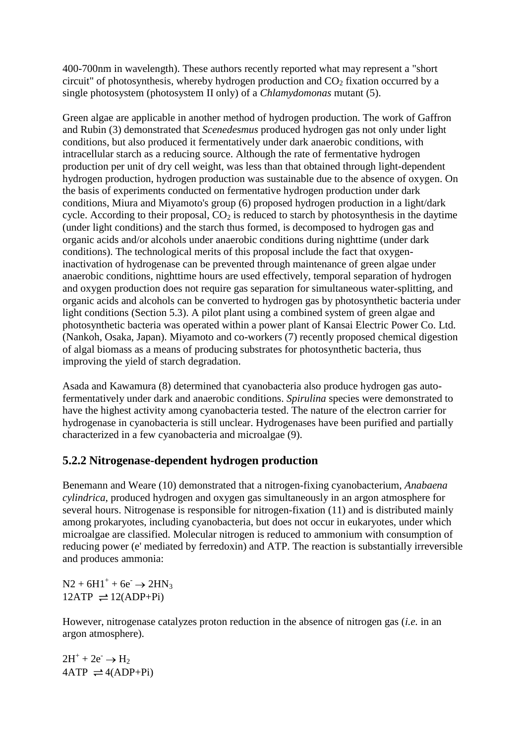400-700nm in wavelength). These authors recently reported what may represent a "short circuit" of photosynthesis, whereby hydrogen production and $CO_2$ fixation occurred by a single photosystem (photosystem II only) of a *Chlamydomonas* mutant (5).

Green algae are applicable in another method of hydrogen production. The work of Gaffron and Rubin (3) demonstrated that *Scenedesmus* produced hydrogen gas not only under light conditions, but also produced it fermentatively under dark anaerobic conditions, with intracellular starch as a reducing source. Although the rate of fermentative hydrogen production per unit of dry cell weight, was less than that obtained through light-dependent hydrogen production, hydrogen production was sustainable due to the absence of oxygen. On the basis of experiments conducted on fermentative hydrogen production under dark conditions, Miura and Miyamoto's group (6) proposed hydrogen production in a light/dark cycle. According to their proposal, $CO_2$ is reduced to starch by photosynthesis in the daytime (under light conditions) and the starch thus formed, is decomposed to hydrogen gas and organic acids and/or alcohols under anaerobic conditions during nighttime (under dark conditions). The technological merits of this proposal include the fact that oxygen-inactivation of hydrogenase can be prevented through maintenance of green algae under anaerobic conditions, nighttime hours are used effectively, temporal separation of hydrogen and oxygen production does not require gas separation for simultaneous water-splitting, and organic acids and alcohols can be converted to hydrogen gas by photosynthetic bacteria under light conditions (Section 5.3). A pilot plant using a combined system of green algae and photosynthetic bacteria was operated within a power plant of Kansai Electric Power Co. Ltd. (Nankoh, Osaka, Japan). Miyamoto and co-workers (7) recently proposed chemical digestion of algal biomass as a means of producing substrates for photosynthetic bacteria, thus improving the yield of starch degradation.

Asada and Kawamura (8) determined that cyanobacteria also produce hydrogen gas auto-fermentatively under dark and anaerobic conditions. *Spirulina* species were demonstrated to have the highest activity among cyanobacteria tested. The nature of the electron carrier for hydrogenase in cyanobacteria is still unclear. Hydrogenases have been purified and partially characterized in a few cyanobacteria and microalgae (9).

### 5.2.2 Nitrogenase-dependent hydrogen production

Benemann and Weare (10) demonstrated that a nitrogen-fixing cyanobacterium, *Anabaena cylindrica*, produced hydrogen and oxygen gas simultaneously in an argon atmosphere for several hours. Nitrogenase is responsible for nitrogen-fixation (11) and is distributed mainly among prokaryotes, including cyanobacteria, but does not occur in eukaryotes, under which microalgae are classified. Molecular nitrogen is reduced to ammonium with consumption of reducing power (e' mediated by ferredoxin) and ATP. The reaction is substantially irreversible and produces ammonia:

$$N2 + 6H1^{+} + 6e^{-} \rightarrow 2HN_3$$
$$12ATP \rightleftharpoons 12(ADP+Pi)$$

However, nitrogenase catalyzes proton reduction in the absence of nitrogen gas (*i.e.* in an argon atmosphere).

$$2H^{+} + 2e^{-} \rightarrow H_2$$
$$4ATP \rightleftharpoons 4(ADP+Pi)$$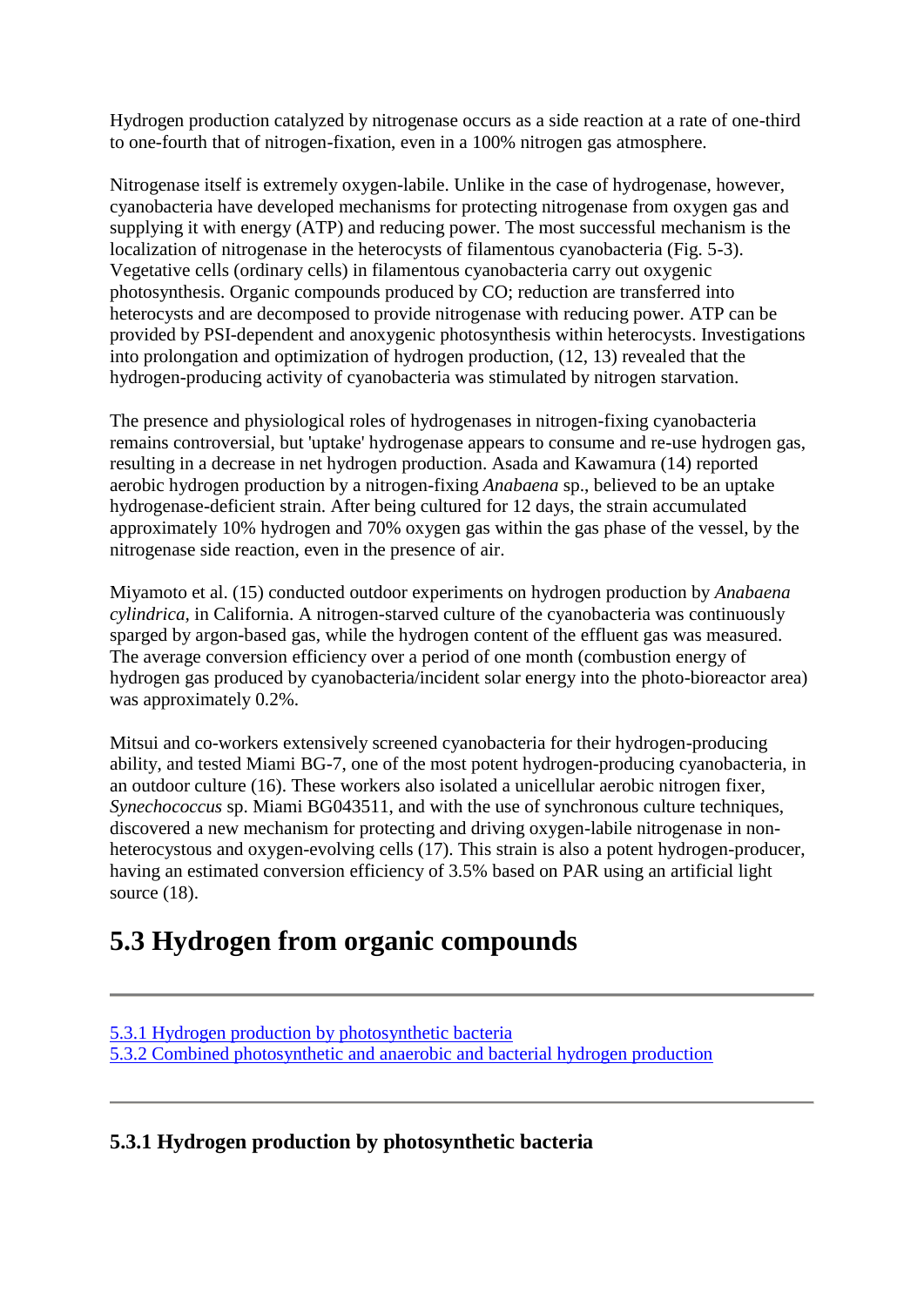Hydrogen production catalyzed by nitrogenase occurs as a side reaction at a rate of one-third to one-fourth that of nitrogen-fixation, even in a 100% nitrogen gas atmosphere.

Nitrogenase itself is extremely oxygen-labile. Unlike in the case of hydrogenase, however, cyanobacteria have developed mechanisms for protecting nitrogenase from oxygen gas and supplying it with energy (ATP) and reducing power. The most successful mechanism is the localization of nitrogenase in the heterocysts of filamentous cyanobacteria (Fig. 5-3). Vegetative cells (ordinary cells) in filamentous cyanobacteria carry out oxygenic photosynthesis. Organic compounds produced by CO; reduction are transferred into heterocysts and are decomposed to provide nitrogenase with reducing power. ATP can be provided by PSI-dependent and anoxygenic photosynthesis within heterocysts. Investigations into prolongation and optimization of hydrogen production, (12, 13) revealed that the hydrogen-producing activity of cyanobacteria was stimulated by nitrogen starvation.

The presence and physiological roles of hydrogenases in nitrogen-fixing cyanobacteria remains controversial, but 'uptake' hydrogenase appears to consume and re-use hydrogen gas, resulting in a decrease in net hydrogen production. Asada and Kawamura (14) reported aerobic hydrogen production by a nitrogen-fixing *Anabaena* sp., believed to be an uptake hydrogenase-deficient strain. After being cultured for 12 days, the strain accumulated approximately 10% hydrogen and 70% oxygen gas within the gas phase of the vessel, by the nitrogenase side reaction, even in the presence of air.

Miyamoto et al. (15) conducted outdoor experiments on hydrogen production by *Anabaena cylindrica*, in California. A nitrogen-starved culture of the cyanobacteria was continuously sparged by argon-based gas, while the hydrogen content of the effluent gas was measured. The average conversion efficiency over a period of one month (combustion energy of hydrogen gas produced by cyanobacteria/incident solar energy into the photo-bioreactor area) was approximately 0.2%.

Mitsui and co-workers extensively screened cyanobacteria for their hydrogen-producing ability, and tested Miami BG-7, one of the most potent hydrogen-producing cyanobacteria, in an outdoor culture (16). These workers also isolated a unicellular aerobic nitrogen fixer, *Synechococcus* sp. Miami BG043511, and with the use of synchronous culture techniques, discovered a new mechanism for protecting and driving oxygen-labile nitrogenase in non-heterocystous and oxygen-evolving cells (17). This strain is also a potent hydrogen-producer, having an estimated conversion efficiency of 3.5% based on PAR using an artificial light source (18).

# 5.3 Hydrogen from organic compounds

---

5.3.1 Hydrogen production by photosynthetic bacteria
5.3.2 Combined photosynthetic and anaerobic and bacterial hydrogen production

---

### 5.3.1 Hydrogen production by photosynthetic bacteria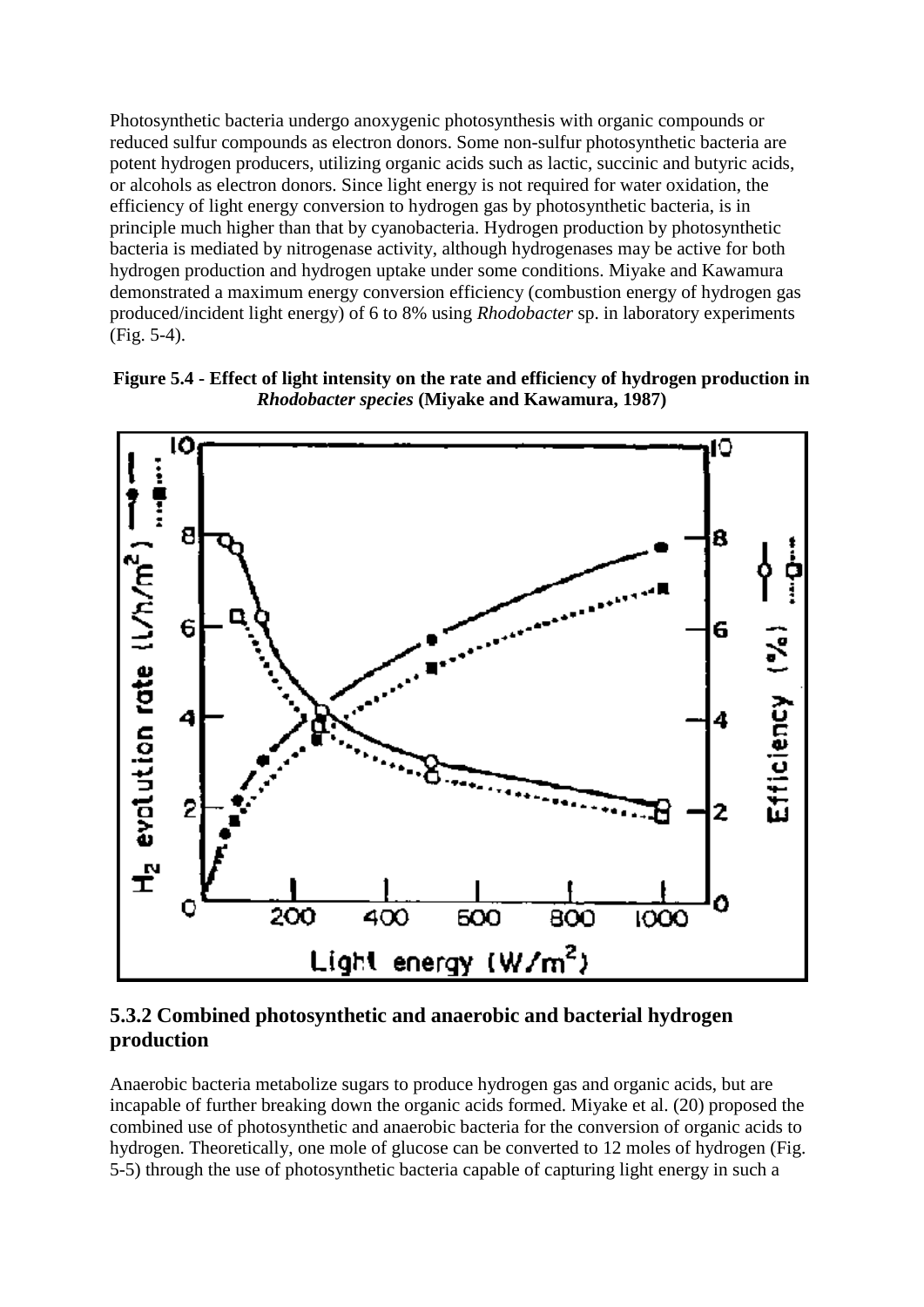Photosynthetic bacteria undergo anoxygenic photosynthesis with organic compounds or reduced sulfur compounds as electron donors. Some non-sulfur photosynthetic bacteria are potent hydrogen producers, utilizing organic acids such as lactic, succinic and butyric acids, or alcohols as electron donors. Since light energy is not required for water oxidation, the efficiency of light energy conversion to hydrogen gas by photosynthetic bacteria, is in principle much higher than that by cyanobacteria. Hydrogen production by photosynthetic bacteria is mediated by nitrogenase activity, although hydrogenases may be active for both hydrogen production and hydrogen uptake under some conditions. Miyake and Kawamura demonstrated a maximum energy conversion efficiency (combustion energy of hydrogen gas produced/incident light energy) of 6 to 8% using *Rhodobacter* sp. in laboratory experiments (Fig. 5-4).

**Figure 5.4 - Effect of light intensity on the rate and efficiency of hydrogen production in *Rhodobacter species* (Miyake and Kawamura, 1987)**

### 5.3.2 Combined photosynthetic and anaerobic and bacterial hydrogen production

Anaerobic bacteria metabolize sugars to produce hydrogen gas and organic acids, but are incapable of further breaking down the organic acids formed. Miyake et al. (20) proposed the combined use of photosynthetic and anaerobic bacteria for the conversion of organic acids to hydrogen. Theoretically, one mole of glucose can be converted to 12 moles of hydrogen (Fig. 5-5) through the use of photosynthetic bacteria capable of capturing light energy in such a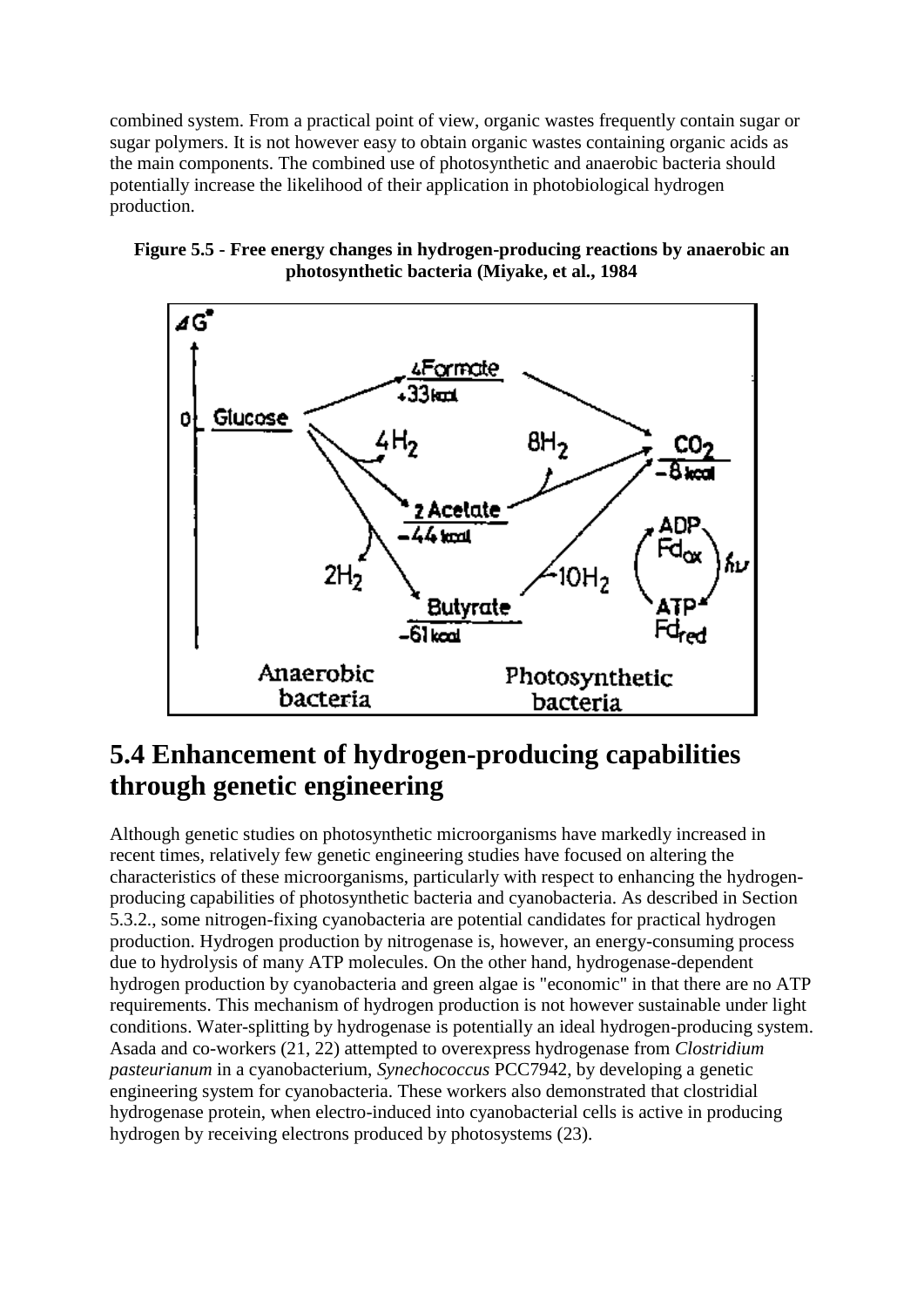combined system. From a practical point of view, organic wastes frequently contain sugar or sugar polymers. It is not however easy to obtain organic wastes containing organic acids as the main components. The combined use of photosynthetic and anaerobic bacteria should potentially increase the likelihood of their application in photobiological hydrogen production.

**Figure 5.5 - Free energy changes in hydrogen-producing reactions by anaerobic an photosynthetic bacteria (Miyake, et al., 1984**

## 5.4 Enhancement of hydrogen-producing capabilities through genetic engineering

Although genetic studies on photosynthetic microorganisms have markedly increased in recent times, relatively few genetic engineering studies have focused on altering the characteristics of these microorganisms, particularly with respect to enhancing the hydrogen-producing capabilities of photosynthetic bacteria and cyanobacteria. As described in Section 5.3.2., some nitrogen-fixing cyanobacteria are potential candidates for practical hydrogen production. Hydrogen production by nitrogenase is, however, an energy-consuming process due to hydrolysis of many ATP molecules. On the other hand, hydrogenase-dependent hydrogen production by cyanobacteria and green algae is "economic" in that there are no ATP requirements. This mechanism of hydrogen production is not however sustainable under light conditions. Water-splitting by hydrogenase is potentially an ideal hydrogen-producing system. Asada and co-workers (21, 22) attempted to overexpress hydrogenase from *Clostridium pasteurianum* in a cyanobacterium, *Synechococcus* PCC7942, by developing a genetic engineering system for cyanobacteria. These workers also demonstrated that clostridial hydrogenase protein, when electro-induced into cyanobacterial cells is active in producing hydrogen by receiving electrons produced by photosystems (23).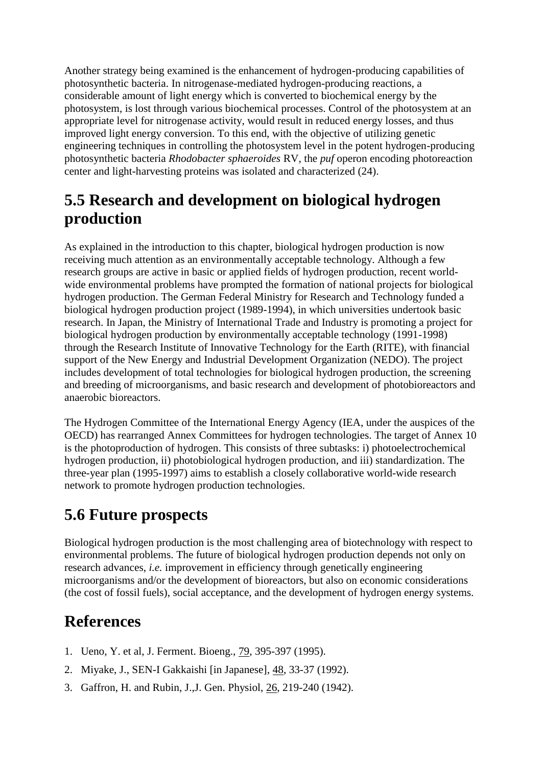Another strategy being examined is the enhancement of hydrogen-producing capabilities of photosynthetic bacteria. In nitrogenase-mediated hydrogen-producing reactions, a considerable amount of light energy which is converted to biochemical energy by the photosystem, is lost through various biochemical processes. Control of the photosystem at an appropriate level for nitrogenase activity, would result in reduced energy losses, and thus improved light energy conversion. To this end, with the objective of utilizing genetic engineering techniques in controlling the photosystem level in the potent hydrogen-producing photosynthetic bacteria *Rhodobacter sphaeroides* RV, the *puf* operon encoding photoreaction center and light-harvesting proteins was isolated and characterized (24).

## 5.5 Research and development on biological hydrogen production

As explained in the introduction to this chapter, biological hydrogen production is now receiving much attention as an environmentally acceptable technology. Although a few research groups are active in basic or applied fields of hydrogen production, recent world-wide environmental problems have prompted the formation of national projects for biological hydrogen production. The German Federal Ministry for Research and Technology funded a biological hydrogen production project (1989-1994), in which universities undertook basic research. In Japan, the Ministry of International Trade and Industry is promoting a project for biological hydrogen production by environmentally acceptable technology (1991-1998) through the Research Institute of Innovative Technology for the Earth (RITE), with financial support of the New Energy and Industrial Development Organization (NEDO). The project includes development of total technologies for biological hydrogen production, the screening and breeding of microorganisms, and basic research and development of photobioreactors and anaerobic bioreactors.

The Hydrogen Committee of the International Energy Agency (IEA, under the auspices of the OECD) has rearranged Annex Committees for hydrogen technologies. The target of Annex 10 is the photoproduction of hydrogen. This consists of three subtasks: i) photoelectrochemical hydrogen production, ii) photobiological hydrogen production, and iii) standardization. The three-year plan (1995-1997) aims to establish a closely collaborative world-wide research network to promote hydrogen production technologies.

## 5.6 Future prospects

Biological hydrogen production is the most challenging area of biotechnology with respect to environmental problems. The future of biological hydrogen production depends not only on research advances, *i.e.* improvement in efficiency through genetically engineering microorganisms and/or the development of bioreactors, but also on economic considerations (the cost of fossil fuels), social acceptance, and the development of hydrogen energy systems.

## References

1. Ueno, Y. et al, J. Ferment. Bioeng., 79, 395-397 (1995).
2. Miyake, J., SEN-I Gakkaishi [in Japanese], 48, 33-37 (1992).
3. Gaffron, H. and Rubin, J.,J. Gen. Physiol, 26, 219-240 (1942).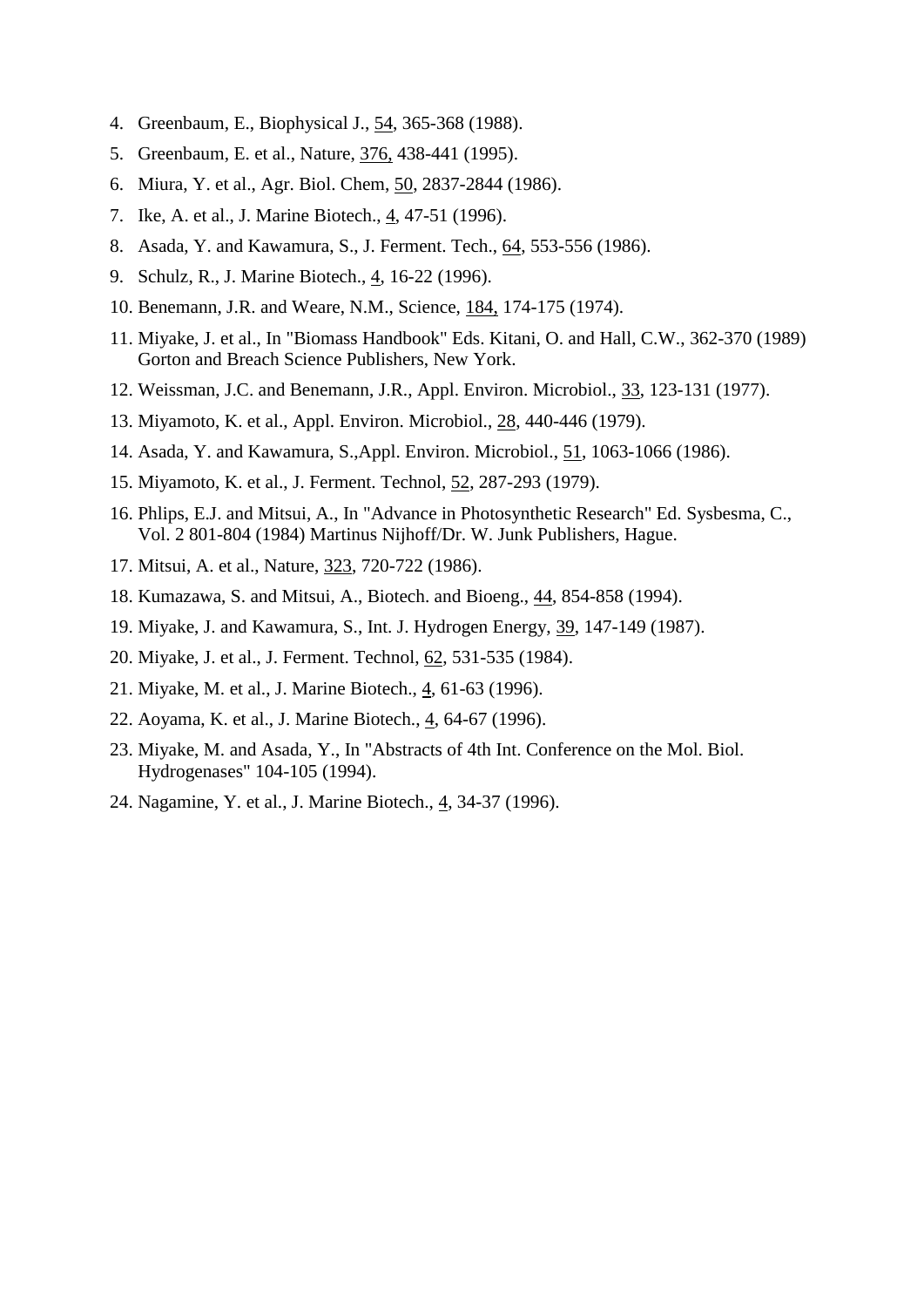4. Greenbaum, E., Biophysical J., 54, 365-368 (1988).
5. Greenbaum, E. et al., Nature, 376, 438-441 (1995).
6. Miura, Y. et al., Agr. Biol. Chem, 50, 2837-2844 (1986).
7. Ike, A. et al., J. Marine Biotech., 4, 47-51 (1996).
8. Asada, Y. and Kawamura, S., J. Ferment. Tech., 64, 553-556 (1986).
9. Schulz, R., J. Marine Biotech., 4, 16-22 (1996).
10. Benemann, J.R. and Weare, N.M., Science, 184, 174-175 (1974).
11. Miyake, J. et al., In "Biomass Handbook" Eds. Kitani, O. and Hall, C.W., 362-370 (1989) Gorton and Breach Science Publishers, New York.
12. Weissman, J.C. and Benemann, J.R., Appl. Environ. Microbiol., 33, 123-131 (1977).
13. Miyamoto, K. et al., Appl. Environ. Microbiol., 28, 440-446 (1979).
14. Asada, Y. and Kawamura, S.,Appl. Environ. Microbiol., 51, 1063-1066 (1986).
15. Miyamoto, K. et al., J. Ferment. Technol, 52, 287-293 (1979).
16. Phlips, E.J. and Mitsui, A., In "Advance in Photosynthetic Research" Ed. Sysbesma, C., Vol. 2 801-804 (1984) Martinus Nijhoff/Dr. W. Junk Publishers, Hague.
17. Mitsui, A. et al., Nature, 323, 720-722 (1986).
18. Kumazawa, S. and Mitsui, A., Biotech. and Bioeng., 44, 854-858 (1994).
19. Miyake, J. and Kawamura, S., Int. J. Hydrogen Energy, 39, 147-149 (1987).
20. Miyake, J. et al., J. Ferment. Technol, 62, 531-535 (1984).
21. Miyake, M. et al., J. Marine Biotech., 4, 61-63 (1996).
22. Aoyama, K. et al., J. Marine Biotech., 4, 64-67 (1996).
23. Miyake, M. and Asada, Y., In "Abstracts of 4th Int. Conference on the Mol. Biol. Hydrogenases" 104-105 (1994).
24. Nagamine, Y. et al., J. Marine Biotech., 4, 34-37 (1996).